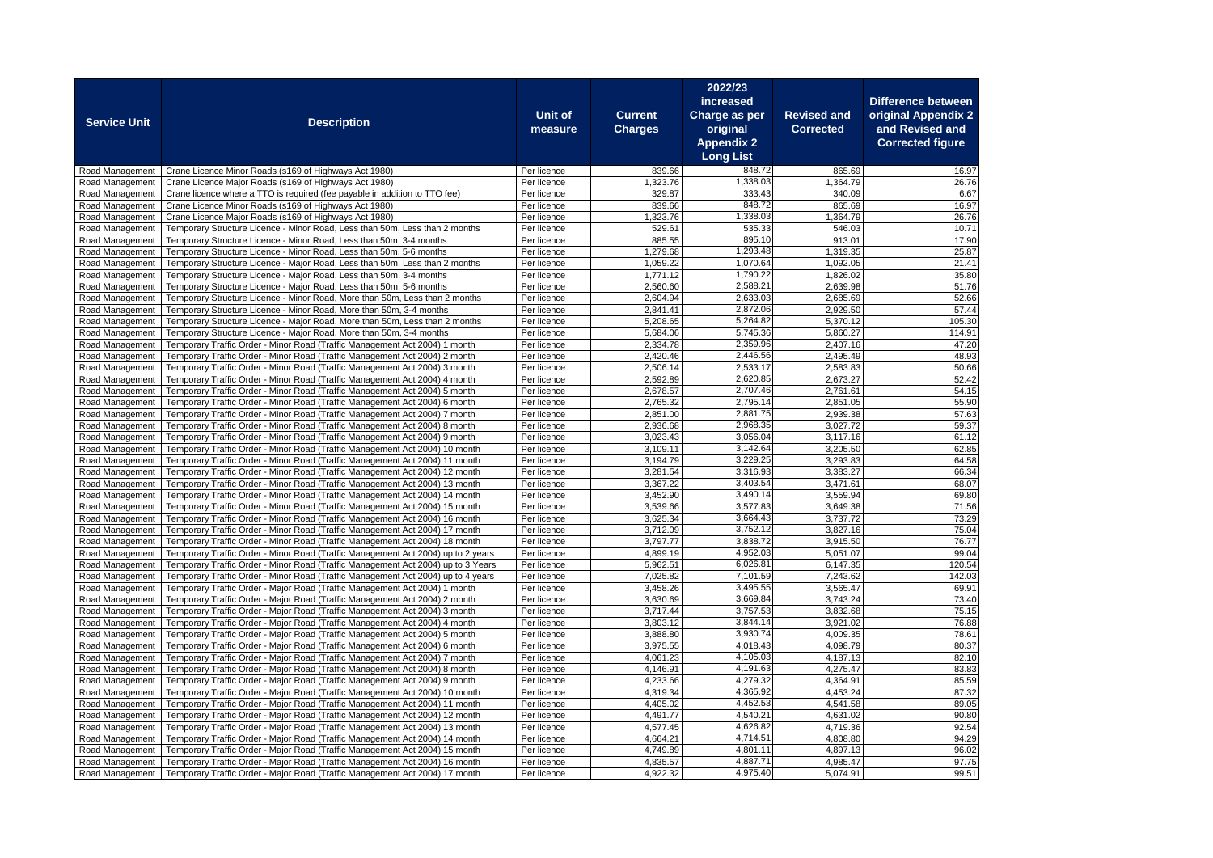| Service Unit | Description | Unit of measure | Current Charges | 2022/23 increased Charge as per original Appendix 2 Long List | Revised and Corrected | Difference between original Appendix 2 and Revised and Corrected figure |
|---|---|---|---|---|---|---|
| Road Management | Crane Licence Minor Roads (s169 of Highways Act 1980) | Per licence | 839.66 | 848.72 | 865.69 | 16.97 |
| Road Management | Crane Licence Major Roads (s169 of Highways Act 1980) | Per licence | 1,323.76 | 1,338.03 | 1,364.79 | 26.76 |
| Road Management | Crane licence where a TTO is required (fee payable in addition to TTO fee) | Per licence | 329.87 | 333.43 | 340.09 | 6.67 |
| Road Management | Crane Licence Minor Roads (s169 of Highways Act 1980) | Per licence | 839.66 | 848.72 | 865.69 | 16.97 |
| Road Management | Crane Licence Major Roads (s169 of Highways Act 1980) | Per licence | 1,323.76 | 1,338.03 | 1,364.79 | 26.76 |
| Road Management | Temporary Structure Licence - Minor Road, Less than 50m, Less than 2 months | Per licence | 529.61 | 535.33 | 546.03 | 10.71 |
| Road Management | Temporary Structure Licence - Minor Road, Less than 50m, 3-4 months | Per licence | 885.55 | 895.10 | 913.01 | 17.90 |
| Road Management | Temporary Structure Licence - Minor Road, Less than 50m, 5-6 months | Per licence | 1,279.68 | 1,293.48 | 1,319.35 | 25.87 |
| Road Management | Temporary Structure Licence - Major Road, Less than 50m, Less than 2 months | Per licence | 1,059.22 | 1,070.64 | 1,092.05 | 21.41 |
| Road Management | Temporary Structure Licence - Major Road, Less than 50m, 3-4 months | Per licence | 1,771.12 | 1,790.22 | 1,826.02 | 35.80 |
| Road Management | Temporary Structure Licence - Major Road, Less than 50m, 5-6 months | Per licence | 2,560.60 | 2,588.21 | 2,639.98 | 51.76 |
| Road Management | Temporary Structure Licence - Minor Road, More than 50m, Less than 2 months | Per licence | 2,604.94 | 2,633.03 | 2,685.69 | 52.66 |
| Road Management | Temporary Structure Licence - Minor Road, More than 50m, 3-4 months | Per licence | 2,841.41 | 2,872.06 | 2,929.50 | 57.44 |
| Road Management | Temporary Structure Licence - Major Road, More than 50m, Less than 2 months | Per licence | 5,208.65 | 5,264.82 | 5,370.12 | 105.30 |
| Road Management | Temporary Structure Licence - Major Road, More than 50m, 3-4 months | Per licence | 5,684.06 | 5,745.36 | 5,860.27 | 114.91 |
| Road Management | Temporary Traffic Order - Minor Road (Traffic Management Act 2004) 1 month | Per licence | 2,334.78 | 2,359.96 | 2,407.16 | 47.20 |
| Road Management | Temporary Traffic Order - Minor Road (Traffic Management Act 2004) 2 month | Per licence | 2,420.46 | 2,446.56 | 2,495.49 | 48.93 |
| Road Management | Temporary Traffic Order - Minor Road (Traffic Management Act 2004) 3 month | Per licence | 2,506.14 | 2,533.17 | 2,583.83 | 50.66 |
| Road Management | Temporary Traffic Order - Minor Road (Traffic Management Act 2004) 4 month | Per licence | 2,592.89 | 2,620.85 | 2,673.27 | 52.42 |
| Road Management | Temporary Traffic Order - Minor Road (Traffic Management Act 2004) 5 month | Per licence | 2,678.57 | 2,707.46 | 2,761.61 | 54.15 |
| Road Management | Temporary Traffic Order - Minor Road (Traffic Management Act 2004) 6 month | Per licence | 2,765.32 | 2,795.14 | 2,851.05 | 55.90 |
| Road Management | Temporary Traffic Order - Minor Road (Traffic Management Act 2004) 7 month | Per licence | 2,851.00 | 2,881.75 | 2,939.38 | 57.63 |
| Road Management | Temporary Traffic Order - Minor Road (Traffic Management Act 2004) 8 month | Per licence | 2,936.68 | 2,968.35 | 3,027.72 | 59.37 |
| Road Management | Temporary Traffic Order - Minor Road (Traffic Management Act 2004) 9 month | Per licence | 3,023.43 | 3,056.04 | 3,117.16 | 61.12 |
| Road Management | Temporary Traffic Order - Minor Road (Traffic Management Act 2004) 10 month | Per licence | 3,109.11 | 3,142.64 | 3,205.50 | 62.85 |
| Road Management | Temporary Traffic Order - Minor Road (Traffic Management Act 2004) 11 month | Per licence | 3,194.79 | 3,229.25 | 3,293.83 | 64.58 |
| Road Management | Temporary Traffic Order - Minor Road (Traffic Management Act 2004) 12 month | Per licence | 3,281.54 | 3,316.93 | 3,383.27 | 66.34 |
| Road Management | Temporary Traffic Order - Minor Road (Traffic Management Act 2004) 13 month | Per licence | 3,367.22 | 3,403.54 | 3,471.61 | 68.07 |
| Road Management | Temporary Traffic Order - Minor Road (Traffic Management Act 2004) 14 month | Per licence | 3,452.90 | 3,490.14 | 3,559.94 | 69.80 |
| Road Management | Temporary Traffic Order - Minor Road (Traffic Management Act 2004) 15 month | Per licence | 3,539.66 | 3,577.83 | 3,649.38 | 71.56 |
| Road Management | Temporary Traffic Order - Minor Road (Traffic Management Act 2004) 16 month | Per licence | 3,625.34 | 3,664.43 | 3,737.72 | 73.29 |
| Road Management | Temporary Traffic Order - Minor Road (Traffic Management Act 2004) 17 month | Per licence | 3,712.09 | 3,752.12 | 3,827.16 | 75.04 |
| Road Management | Temporary Traffic Order - Minor Road (Traffic Management Act 2004) 18 month | Per licence | 3,797.77 | 3,838.72 | 3,915.50 | 76.77 |
| Road Management | Temporary Traffic Order - Minor Road (Traffic Management Act 2004) up to 2 years | Per licence | 4,899.19 | 4,952.03 | 5,051.07 | 99.04 |
| Road Management | Temporary Traffic Order - Minor Road (Traffic Management Act 2004) up to 3 Years | Per licence | 5,962.51 | 6,026.81 | 6,147.35 | 120.54 |
| Road Management | Temporary Traffic Order - Minor Road (Traffic Management Act 2004) up to 4 years | Per licence | 7,025.82 | 7,101.59 | 7,243.62 | 142.03 |
| Road Management | Temporary Traffic Order - Major Road (Traffic Management Act 2004) 1 month | Per licence | 3,458.26 | 3,495.55 | 3,565.47 | 69.91 |
| Road Management | Temporary Traffic Order - Major Road (Traffic Management Act 2004) 2 month | Per licence | 3,630.69 | 3,669.84 | 3,743.24 | 73.40 |
| Road Management | Temporary Traffic Order - Major Road (Traffic Management Act 2004) 3 month | Per licence | 3,717.44 | 3,757.53 | 3,832.68 | 75.15 |
| Road Management | Temporary Traffic Order - Major Road (Traffic Management Act 2004) 4 month | Per licence | 3,803.12 | 3,844.14 | 3,921.02 | 76.88 |
| Road Management | Temporary Traffic Order - Major Road (Traffic Management Act 2004) 5 month | Per licence | 3,888.80 | 3,930.74 | 4,009.35 | 78.61 |
| Road Management | Temporary Traffic Order - Major Road (Traffic Management Act 2004) 6 month | Per licence | 3,975.55 | 4,018.43 | 4,098.79 | 80.37 |
| Road Management | Temporary Traffic Order - Major Road (Traffic Management Act 2004) 7 month | Per licence | 4,061.23 | 4,105.03 | 4,187.13 | 82.10 |
| Road Management | Temporary Traffic Order - Major Road (Traffic Management Act 2004) 8 month | Per licence | 4,146.91 | 4,191.63 | 4,275.47 | 83.83 |
| Road Management | Temporary Traffic Order - Major Road (Traffic Management Act 2004) 9 month | Per licence | 4,233.66 | 4,279.32 | 4,364.91 | 85.59 |
| Road Management | Temporary Traffic Order - Major Road (Traffic Management Act 2004) 10 month | Per licence | 4,319.34 | 4,365.92 | 4,453.24 | 87.32 |
| Road Management | Temporary Traffic Order - Major Road (Traffic Management Act 2004) 11 month | Per licence | 4,405.02 | 4,452.53 | 4,541.58 | 89.05 |
| Road Management | Temporary Traffic Order - Major Road (Traffic Management Act 2004) 12 month | Per licence | 4,491.77 | 4,540.21 | 4,631.02 | 90.80 |
| Road Management | Temporary Traffic Order - Major Road (Traffic Management Act 2004) 13 month | Per licence | 4,577.45 | 4,626.82 | 4,719.36 | 92.54 |
| Road Management | Temporary Traffic Order - Major Road (Traffic Management Act 2004) 14 month | Per licence | 4,664.21 | 4,714.51 | 4,808.80 | 94.29 |
| Road Management | Temporary Traffic Order - Major Road (Traffic Management Act 2004) 15 month | Per licence | 4,749.89 | 4,801.11 | 4,897.13 | 96.02 |
| Road Management | Temporary Traffic Order - Major Road (Traffic Management Act 2004) 16 month | Per licence | 4,835.57 | 4,887.71 | 4,985.47 | 97.75 |
| Road Management | Temporary Traffic Order - Major Road (Traffic Management Act 2004) 17 month | Per licence | 4,922.32 | 4,975.40 | 5,074.91 | 99.51 |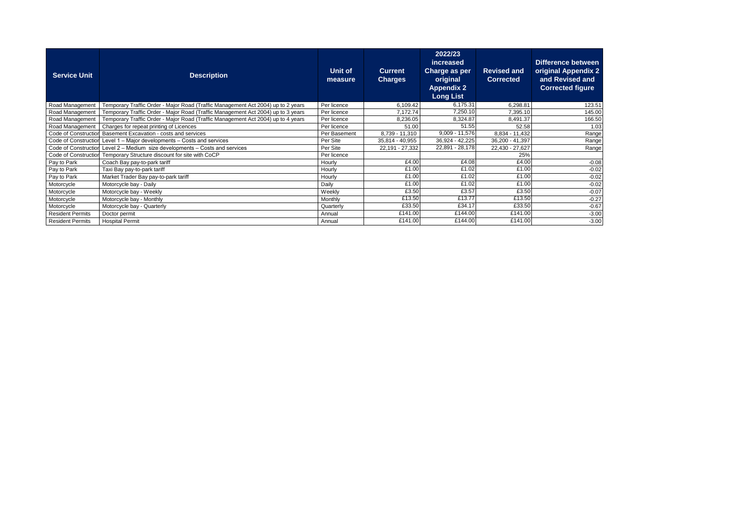| Service Unit | Description | Unit of measure | Current Charges | 2022/23 increased Charge as per original Appendix 2 Long List | Revised and Corrected | Difference between original Appendix 2 and Revised and Corrected figure |
|---|---|---|---|---|---|---|
| Road Management | Temporary Traffic Order - Major Road (Traffic Management Act 2004) up to 2 years | Per licence | 6,109.42 | 6,175.31 | 6,298.81 | 123.51 |
| Road Management | Temporary Traffic Order - Major Road (Traffic Management Act 2004) up to 3 years | Per licence | 7,172.74 | 7,250.10 | 7,395.10 | 145.00 |
| Road Management | Temporary Traffic Order - Major Road (Traffic Management Act 2004) up to 4 years | Per licence | 8,236.05 | 8,324.87 | 8,491.37 | 166.50 |
| Road Management | Charges for repeat printing of Licences | Per licence | 51.00 | 51.55 | 52.58 | 1.03 |
| Code of Construction | Basement Excavation - costs and services | Per Basement | 8,739 - 11,310 | 9,009 - 11,576 | 8,834 - 11,432 | Range |
| Code of Construction | Level 1 – Major developments – Costs and services | Per Site | 35,814 - 40,955 | 36,924 - 42,225 | 36,200 - 41,397 | Range |
| Code of Construction | Level 2 – Medium size developments – Costs and services | Per Site | 22,191 - 27,332 | 22,891 - 28,178 | 22,430 - 27,627 | Range |
| Code of Construction | Temporary Structure discount for site with CoCP | Per licence | | | 25% | |
| Pay to Park | Coach Bay pay-to-park tariff | Hourly | £4.00 | £4.08 | £4.00 | -0.08 |
| Pay to Park | Taxi Bay pay-to-park tariff | Hourly | £1.00 | £1.02 | £1.00 | -0.02 |
| Pay to Park | Market Trader Bay pay-to-park tariff | Hourly | £1.00 | £1.02 | £1.00 | -0.02 |
| Motorcycle | Motorcycle bay - Daily | Daily | £1.00 | £1.02 | £1.00 | -0.02 |
| Motorcycle | Motorcycle bay - Weekly | Weekly | £3.50 | £3.57 | £3.50 | -0.07 |
| Motorcycle | Motorcycle bay - Monthly | Monthly | £13.50 | £13.77 | £13.50 | -0.27 |
| Motorcycle | Motorcycle bay - Quarterly | Quarterly | £33.50 | £34.17 | £33.50 | -0.67 |
| Resident Permits | Doctor permit | Annual | £141.00 | £144.00 | £141.00 | -3.00 |
| Resident Permits | Hospital Permit | Annual | £141.00 | £144.00 | £141.00 | -3.00 |